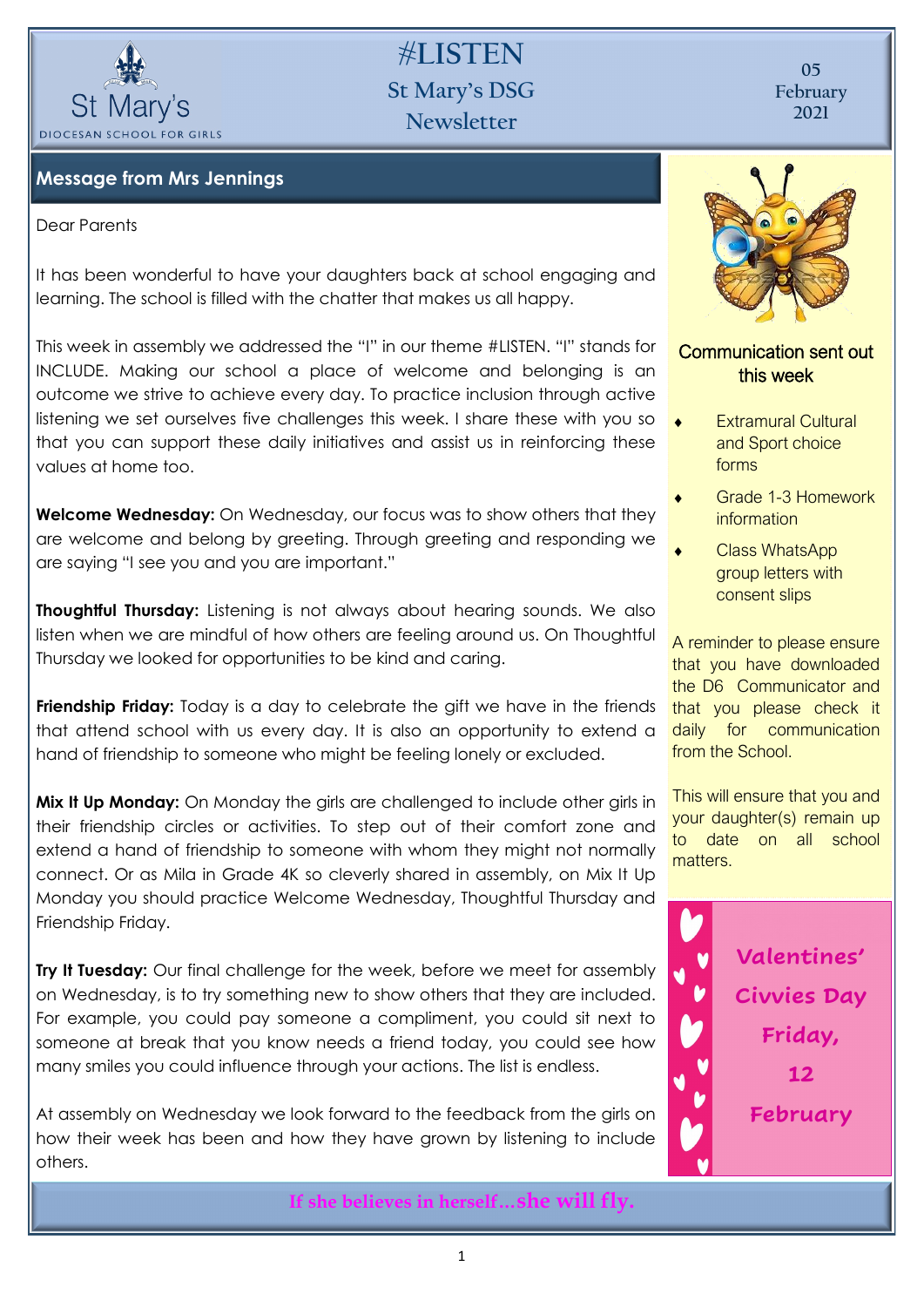# #LISTEN

## St Mary's DSG Newsletter

St Mary's DIOCESAN SCHOOL FOR GIRLS

05 February 2021

## Message from Mrs Jennings

Dear Parents

It has been wonderful to have your daughters back at school engaging and learning. The school is filled with the chatter that makes us all happy.

This week in assembly we addressed the "I" in our theme #LISTEN. "I" stands for INCLUDE. Making our school a place of welcome and belonging is an outcome we strive to achieve every day. To practice inclusion through active listening we set ourselves five challenges this week. I share these with you so that you can support these daily initiatives and assist us in reinforcing these values at home too.

**Welcome Wednesday:** On Wednesday, our focus was to show others that they are welcome and belong by greeting. Through greeting and responding we are saying "I see you and you are important."

**Thoughtful Thursday:** Listening is not always about hearing sounds. We also listen when we are mindful of how others are feeling around us. On Thoughtful Thursday we looked for opportunities to be kind and caring.

**Friendship Friday:** Today is a day to celebrate the gift we have in the friends that attend school with us every day. It is also an opportunity to extend a hand of friendship to someone who might be feeling lonely or excluded.

**Mix It Up Monday:** On Monday the girls are challenged to include other girls in their friendship circles or activities. To step out of their comfort zone and extend a hand of friendship to someone with whom they might not normally connect. Or as Mila in Grade 4K so cleverly shared in assembly, on Mix It Up Monday you should practice Welcome Wednesday, Thoughtful Thursday and Friendship Friday.

**Try It Tuesday:** Our final challenge for the week, before we meet for assembly on Wednesday, is to try something new to show others that they are included. For example, you could pay someone a compliment, you could sit next to someone at break that you know needs a friend today, you could see how many smiles you could influence through your actions. The list is endless.

At assembly on Wednesday we look forward to the feedback from the girls on how their week has been and how they have grown by listening to include others.

### Communication sent out this week

- Extramural Cultural and Sport choice forms
- Grade 1-3 Homework information
- Class WhatsApp group letters with consent slips

A reminder to please ensure that you have downloaded the D6 Communicator and that you please check it daily for communication from the School.

This will ensure that you and your daughter(s) remain up to date on all school matters.

**Valentines' Civvies Day Friday, 12 February**

*If she believes in herself…she will fly.*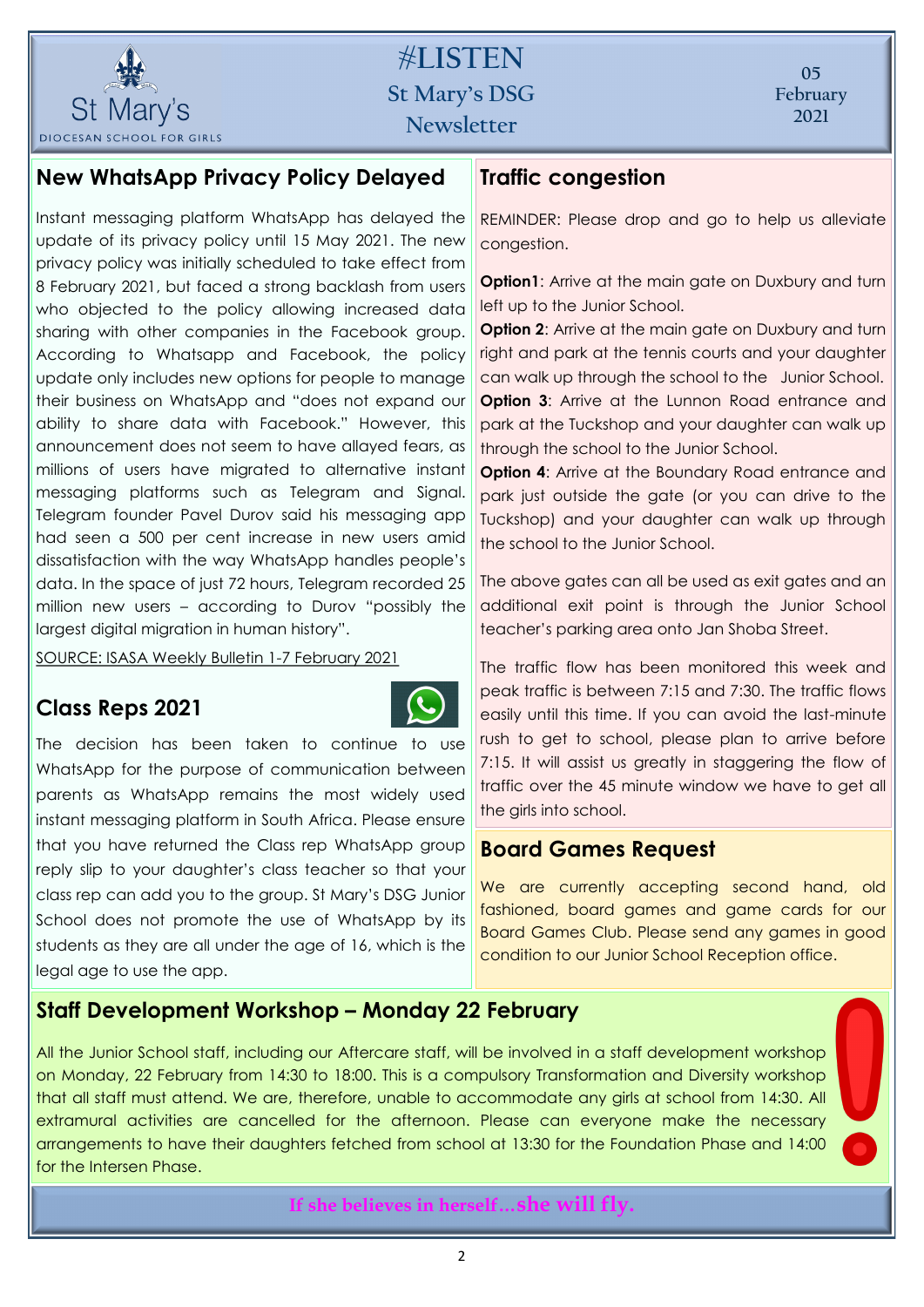# #LISTEN

## St Mary's DSG Newsletter

05 February 2021

## New WhatsApp Privacy Policy Delayed

Instant messaging platform WhatsApp has delayed the update of its privacy policy until 15 May 2021. The new privacy policy was initially scheduled to take effect from 8 February 2021, but faced a strong backlash from users who objected to the policy allowing increased data sharing with other companies in the Facebook group. According to Whatsapp and Facebook, the policy update only includes new options for people to manage their business on WhatsApp and "does not expand our ability to share data with Facebook." However, this announcement does not seem to have allayed fears, as millions of users have migrated to alternative instant messaging platforms such as Telegram and Signal. Telegram founder Pavel Durov said his messaging app had seen a 500 per cent increase in new users amid dissatisfaction with the way WhatsApp handles people's data. In the space of just 72 hours, Telegram recorded 25 million new users – according to Durov "possibly the largest digital migration in human history".

SOURCE: ISASA Weekly Bulletin 1-7 February 2021

## Class Reps 2021

The decision has been taken to continue to use WhatsApp for the purpose of communication between parents as WhatsApp remains the most widely used instant messaging platform in South Africa. Please ensure that you have returned the Class rep WhatsApp group reply slip to your daughter's class teacher so that your class rep can add you to the group. St Mary's DSG Junior School does not promote the use of WhatsApp by its students as they are all under the age of 16, which is the legal age to use the app.

## Traffic congestion

REMINDER: Please drop and go to help us alleviate congestion.

**Option1**: Arrive at the main gate on Duxbury and turn left up to the Junior School.
**Option 2**: Arrive at the main gate on Duxbury and turn right and park at the tennis courts and your daughter can walk up through the school to the Junior School.
**Option 3**: Arrive at the Lunnon Road entrance and park at the Tuckshop and your daughter can walk up through the school to the Junior School.
**Option 4**: Arrive at the Boundary Road entrance and park just outside the gate (or you can drive to the Tuckshop) and your daughter can walk up through the school to the Junior School.

The above gates can all be used as exit gates and an additional exit point is through the Junior School teacher's parking area onto Jan Shoba Street.

The traffic flow has been monitored this week and peak traffic is between 7:15 and 7:30. The traffic flows easily until this time. If you can avoid the last-minute rush to get to school, please plan to arrive before 7:15. It will assist us greatly in staggering the flow of traffic over the 45 minute window we have to get all the girls into school.

## Board Games Request

We are currently accepting second hand, old fashioned, board games and game cards for our Board Games Club. Please send any games in good condition to our Junior School Reception office.

## Staff Development Workshop – Monday 22 February

All the Junior School staff, including our Aftercare staff, will be involved in a staff development workshop on Monday, 22 February from 14:30 to 18:00. This is a compulsory Transformation and Diversity workshop that all staff must attend. We are, therefore, unable to accommodate any girls at school from 14:30. All extramural activities are cancelled for the afternoon. Please can everyone make the necessary arrangements to have their daughters fetched from school at 13:30 for the Foundation Phase and 14:00 for the Intersen Phase.

*If she believes in herself…she will fly.*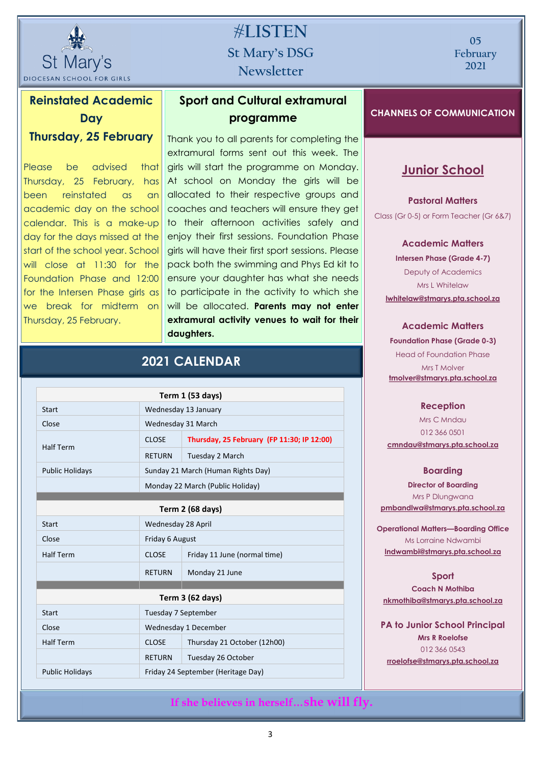St Mary's

DIOCESAN SCHOOL FOR GIRLS

# #LISTEN

## St Mary's DSG Newsletter

05 February 2021

## Reinstated Academic Day Thursday, 25 February

Please be advised that Thursday, 25 February, has been reinstated as an academic day on the school calendar. This is a make-up day for the days missed at the start of the school year. School will close at 11:30 for the Foundation Phase and 12:00 for the Intersen Phase girls as we break for midterm on Thursday, 25 February.

## Sport and Cultural extramural programme

Thank you to all parents for completing the extramural forms sent out this week. The girls will start the programme on Monday. At school on Monday the girls will be allocated to their respective groups and coaches and teachers will ensure they get to their afternoon activities safely and enjoy their first sessions. Foundation Phase girls will have their first sport sessions. Please pack both the swimming and Phys Ed kit to ensure your daughter has what she needs to participate in the activity to which she will be allocated. **Parents may not enter extramural activity venues to wait for their daughters.**

## 2021 CALENDAR

| Term 1 (53 days) | | |
|---|---|---|
| Start | Wednesday 13 January | |
| Close | Wednesday 31 March | |
| Half Term | CLOSE | **Thursday, 25 February (FP 11:30; IP 12:00)** |
| | RETURN | Tuesday 2 March |
| Public Holidays | Sunday 21 March (Human Rights Day) | |
| | Monday 22 March (Public Holiday) | |
| **Term 2 (68 days)** | | |
| Start | Wednesday 28 April | |
| Close | Friday 6 August | |
| Half Term | CLOSE | Friday 11 June (normal time) |
| | RETURN | Monday 21 June |
| **Term 3 (62 days)** | | |
| Start | Tuesday 7 September | |
| Close | Wednesday 1 December | |
| Half Term | CLOSE | Thursday 21 October (12h00) |
| | RETURN | Tuesday 26 October |
| Public Holidays | Friday 24 September (Heritage Day) | |

## CHANNELS OF COMMUNICATION

### Junior School

**Pastoral Matters**
Class (Gr 0-5) or Form Teacher (Gr 6&7)

**Academic Matters**
**Intersen Phase (Grade 4-7)**
Deputy of Academics
Mrs L Whitelaw
lwhitelaw@stmarys.pta.school.za

**Academic Matters**
**Foundation Phase (Grade 0-3)**
Head of Foundation Phase
Mrs T Molver
tmolver@stmarys.pta.school.za

**Reception**
Mrs C Mndau
012 366 0501
cmndau@stmarys.pta.school.za

**Boarding**
**Director of Boarding**
Mrs P Dlungwana
pmbandlwa@stmarys.pta.school.za

**Operational Matters—Boarding Office**
Ms Lorraine Ndwambi
lndwambi@stmarys.pta.school.za

**Sport**
**Coach N Mothiba**
nkmothiba@stmarys.pta.school.za

**PA to Junior School Principal**
**Mrs R Roelofse**
012 366 0543
rroelofse@stmarys.pta.school.za

If she believes in herself...she will fly.